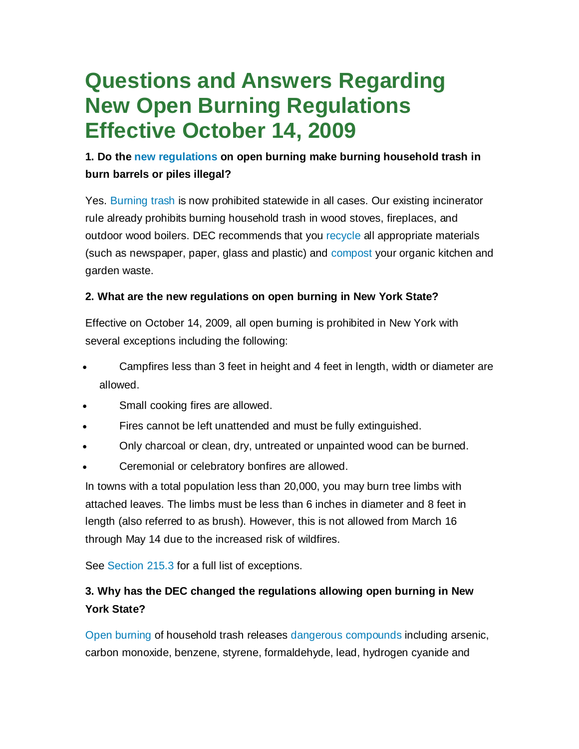# Questions and Answers Regarding New Open Burning Regulations Effective October 14, 2009

### 1. Do the new regulations on open burning make burning household trash in burn barrels or piles illegal?

Yes. Burning trash is now prohibited statewide in all cases. Our existing incinerator rule already prohibits burning household trash in wood stoves, fireplaces, and outdoor wood boilers. DEC recommends that you recycle all appropriate materials (such as newspaper, paper, glass and plastic) and compost your organic kitchen and garden waste.

### 2. What are the new regulations on open burning in New York State?

Effective on October 14, 2009, all open burning is prohibited in New York with several exceptions including the following:

- Campfires less than 3 feet in height and 4 feet in length, width or diameter are allowed.
- Small cooking fires are allowed.
- Fires cannot be left unattended and must be fully extinguished.
- Only charcoal or clean, dry, untreated or unpainted wood can be burned.
- Ceremonial or celebratory bonfires are allowed.

In towns with a total population less than 20,000, you may burn tree limbs with attached leaves. The limbs must be less than 6 inches in diameter and 8 feet in length (also referred to as brush). However, this is not allowed from March 16 through May 14 due to the increased risk of wildfires.

See Section 215.3 for a full list of exceptions.

### 3. Why has the DEC changed the regulations allowing open burning in New York State?

Open burning of household trash releases dangerous compounds including arsenic, carbon monoxide, benzene, styrene, formaldehyde, lead, hydrogen cyanide and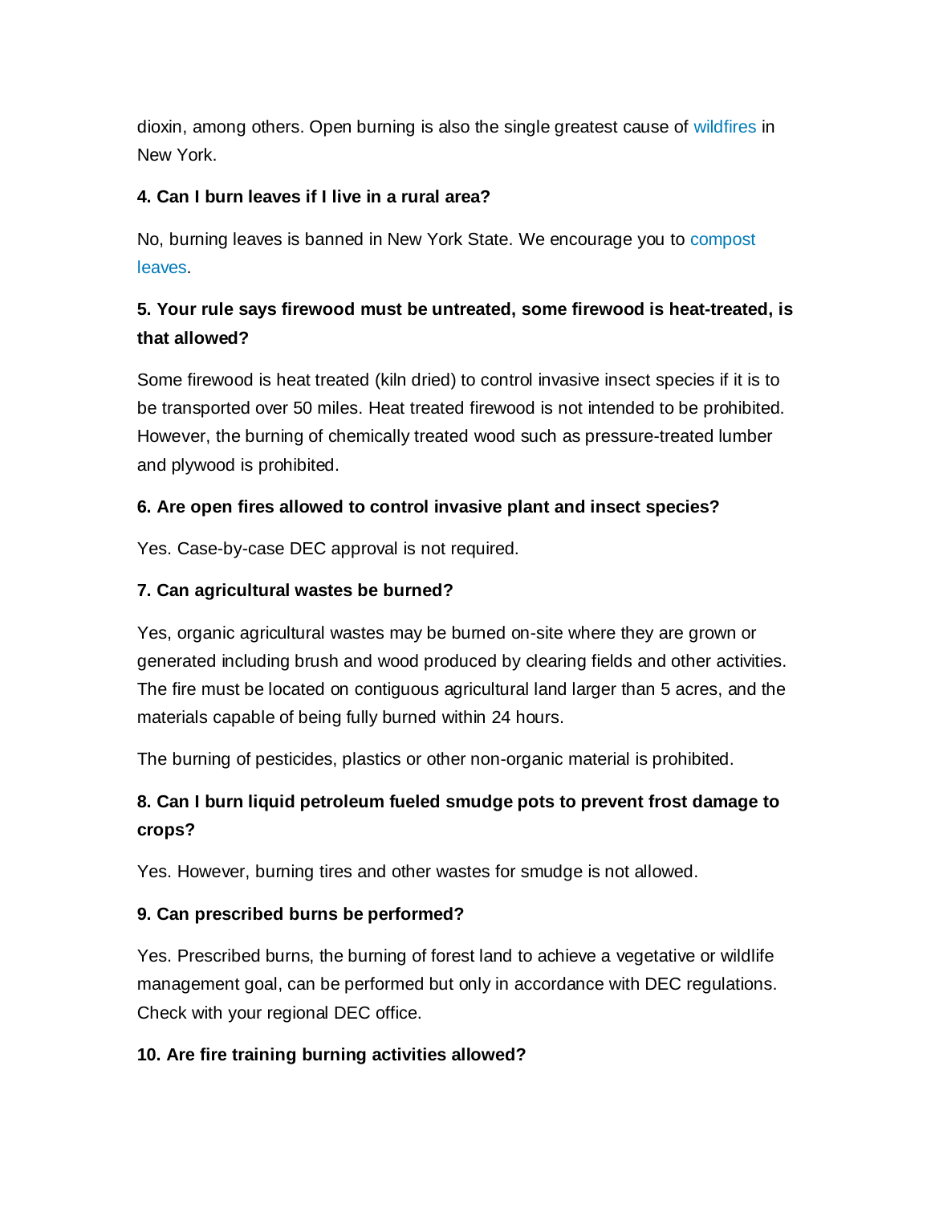dioxin, among others. Open burning is also the single greatest cause of wildfires in New York.

**4. Can I burn leaves if I live in a rural area?**

No, burning leaves is banned in New York State. We encourage you to compost leaves.

**5. Your rule says firewood must be untreated, some firewood is heat-treated, is that allowed?**

Some firewood is heat treated (kiln dried) to control invasive insect species if it is to be transported over 50 miles. Heat treated firewood is not intended to be prohibited. However, the burning of chemically treated wood such as pressure-treated lumber and plywood is prohibited.

**6. Are open fires allowed to control invasive plant and insect species?**

Yes. Case-by-case DEC approval is not required.

**7. Can agricultural wastes be burned?**

Yes, organic agricultural wastes may be burned on-site where they are grown or generated including brush and wood produced by clearing fields and other activities. The fire must be located on contiguous agricultural land larger than 5 acres, and the materials capable of being fully burned within 24 hours.

The burning of pesticides, plastics or other non-organic material is prohibited.

**8. Can I burn liquid petroleum fueled smudge pots to prevent frost damage to crops?**

Yes. However, burning tires and other wastes for smudge is not allowed.

**9. Can prescribed burns be performed?**

Yes. Prescribed burns, the burning of forest land to achieve a vegetative or wildlife management goal, can be performed but only in accordance with DEC regulations. Check with your regional DEC office.

**10. Are fire training burning activities allowed?**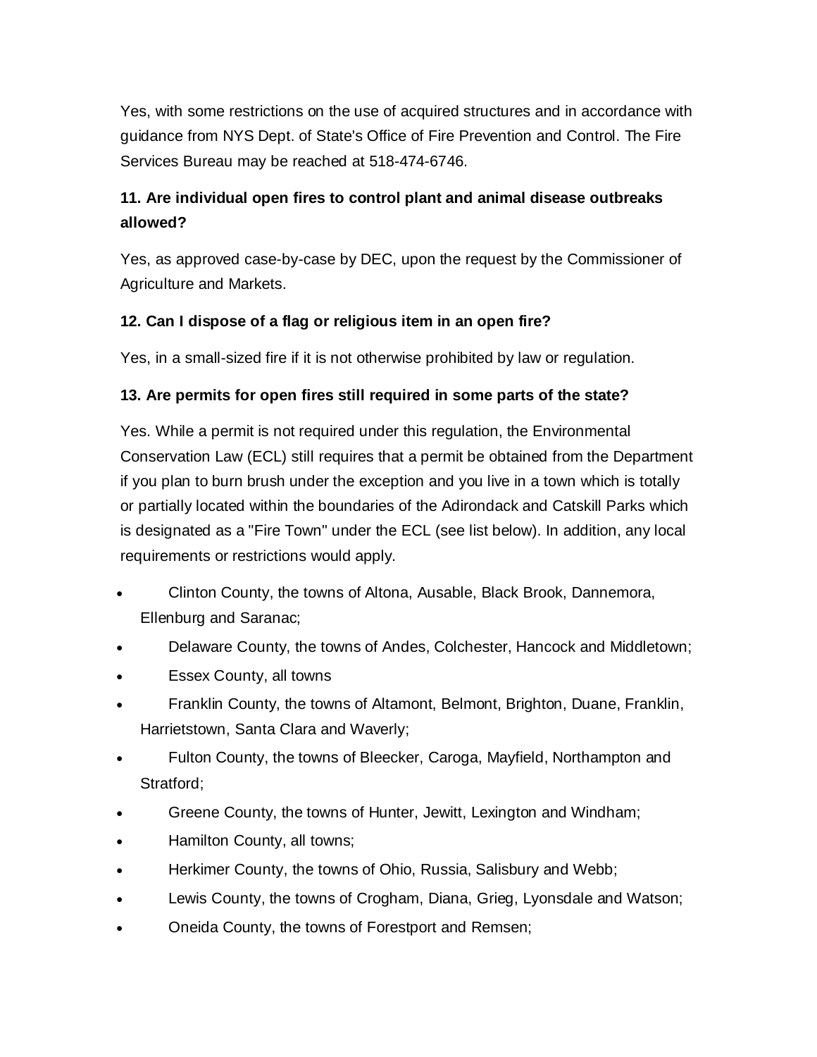Yes, with some restrictions on the use of acquired structures and in accordance with guidance from NYS Dept. of State's Office of Fire Prevention and Control. The Fire Services Bureau may be reached at 518-474-6746.

**11. Are individual open fires to control plant and animal disease outbreaks allowed?**

Yes, as approved case-by-case by DEC, upon the request by the Commissioner of Agriculture and Markets.

**12. Can I dispose of a flag or religious item in an open fire?**

Yes, in a small-sized fire if it is not otherwise prohibited by law or regulation.

**13. Are permits for open fires still required in some parts of the state?**

Yes. While a permit is not required under this regulation, the Environmental Conservation Law (ECL) still requires that a permit be obtained from the Department if you plan to burn brush under the exception and you live in a town which is totally or partially located within the boundaries of the Adirondack and Catskill Parks which is designated as a "Fire Town" under the ECL (see list below). In addition, any local requirements or restrictions would apply.

- Clinton County, the towns of Altona, Ausable, Black Brook, Dannemora, Ellenburg and Saranac;
- Delaware County, the towns of Andes, Colchester, Hancock and Middletown;
- Essex County, all towns
- Franklin County, the towns of Altamont, Belmont, Brighton, Duane, Franklin, Harrietstown, Santa Clara and Waverly;
- Fulton County, the towns of Bleecker, Caroga, Mayfield, Northampton and Stratford;
- Greene County, the towns of Hunter, Jewitt, Lexington and Windham;
- Hamilton County, all towns;
- Herkimer County, the towns of Ohio, Russia, Salisbury and Webb;
- Lewis County, the towns of Crogham, Diana, Grieg, Lyonsdale and Watson;
- Oneida County, the towns of Forestport and Remsen;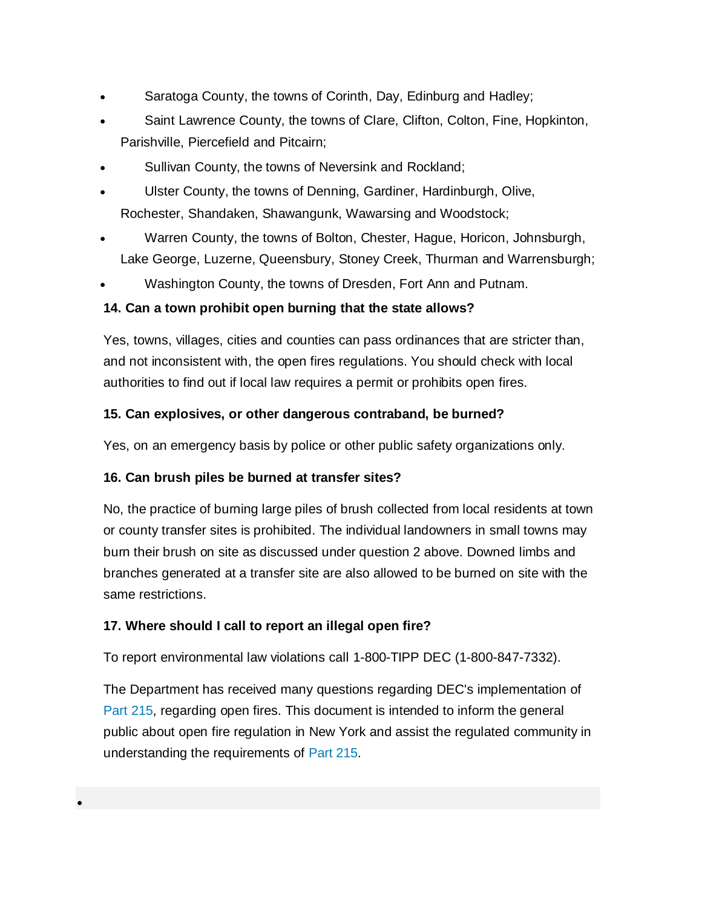- Saratoga County, the towns of Corinth, Day, Edinburg and Hadley;
- Saint Lawrence County, the towns of Clare, Clifton, Colton, Fine, Hopkinton, Parishville, Piercefield and Pitcairn;
- Sullivan County, the towns of Neversink and Rockland;
- Ulster County, the towns of Denning, Gardiner, Hardinburgh, Olive, Rochester, Shandaken, Shawangunk, Wawarsing and Woodstock;
- Warren County, the towns of Bolton, Chester, Hague, Horicon, Johnsburgh, Lake George, Luzerne, Queensbury, Stoney Creek, Thurman and Warrensburgh;
- Washington County, the towns of Dresden, Fort Ann and Putnam.

**14. Can a town prohibit open burning that the state allows?**

Yes, towns, villages, cities and counties can pass ordinances that are stricter than, and not inconsistent with, the open fires regulations. You should check with local authorities to find out if local law requires a permit or prohibits open fires.

**15. Can explosives, or other dangerous contraband, be burned?**

Yes, on an emergency basis by police or other public safety organizations only.

**16. Can brush piles be burned at transfer sites?**

No, the practice of burning large piles of brush collected from local residents at town or county transfer sites is prohibited. The individual landowners in small towns may burn their brush on site as discussed under question 2 above. Downed limbs and branches generated at a transfer site are also allowed to be burned on site with the same restrictions.

**17. Where should I call to report an illegal open fire?**

To report environmental law violations call 1-800-TIPP DEC (1-800-847-7332).

The Department has received many questions regarding DEC's implementation of Part 215, regarding open fires. This document is intended to inform the general public about open fire regulation in New York and assist the regulated community in understanding the requirements of Part 215.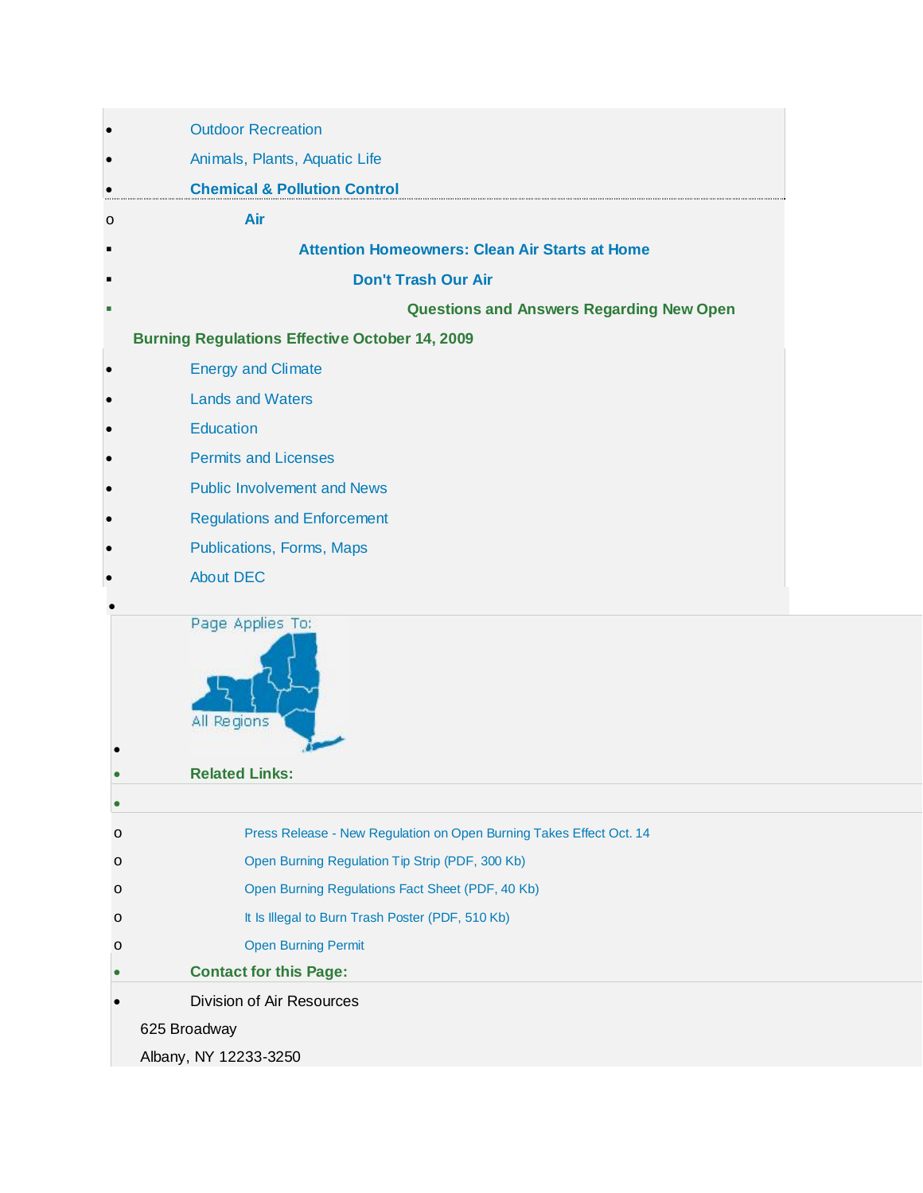- Outdoor Recreation
- Animals, Plants, Aquatic Life
- **Chemical & Pollution Control**
  - **Air**
    - **Attention Homeowners: Clean Air Starts at Home**
      - **Don't Trash Our Air**
        - **Questions and Answers Regarding New Open Burning Regulations Effective October 14, 2009**
- Energy and Climate
- Lands and Waters
- Education
- Permits and Licenses
- Public Involvement and News
- Regulations and Enforcement
- Publications, Forms, Maps
- About DEC

- Page Applies To: All Regions
- **Related Links:**
  - Press Release - New Regulation on Open Burning Takes Effect Oct. 14
  - Open Burning Regulation Tip Strip (PDF, 300 Kb)
  - Open Burning Regulations Fact Sheet (PDF, 40 Kb)
  - It Is Illegal to Burn Trash Poster (PDF, 510 Kb)
  - Open Burning Permit
- **Contact for this Page:**
- Division of Air Resources
  625 Broadway
  Albany, NY 12233-3250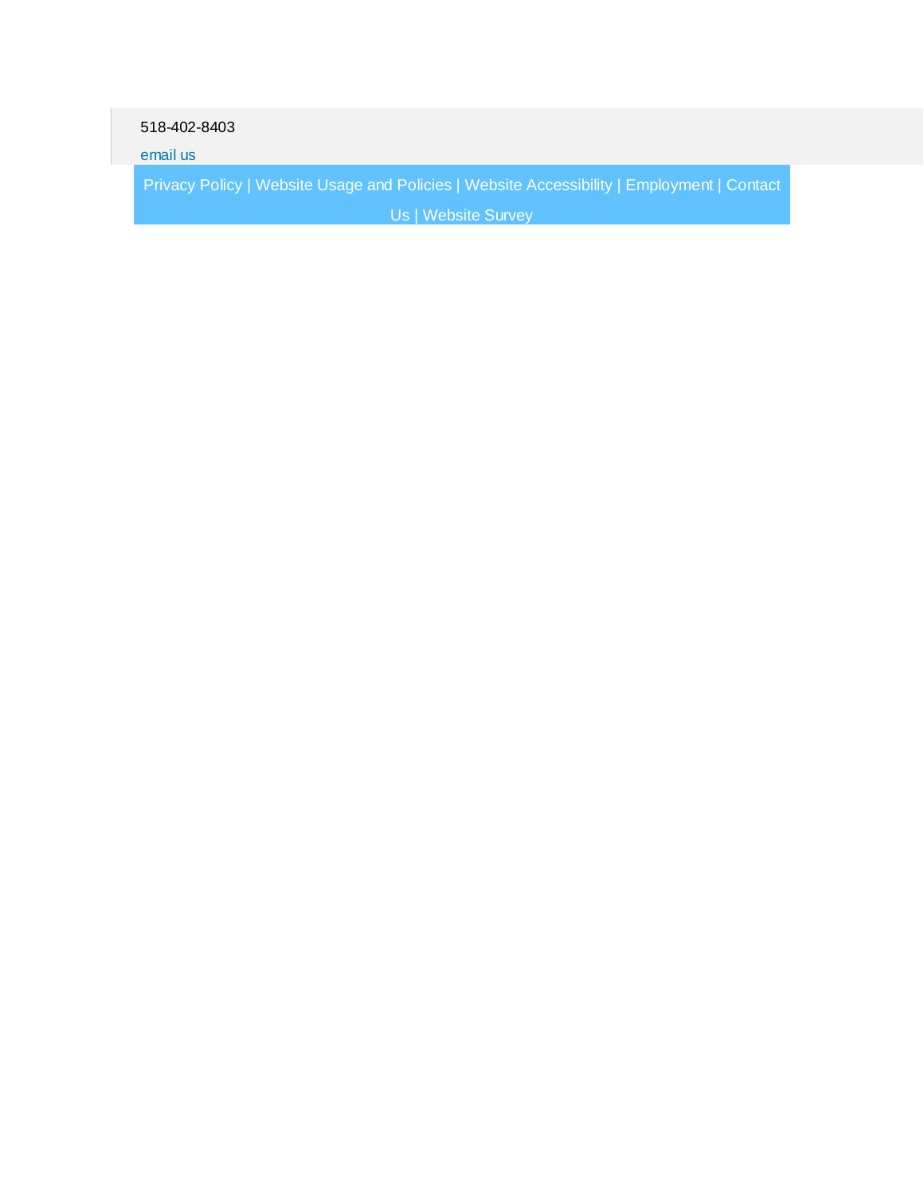518-402-8403

email us

Privacy Policy | Website Usage and Policies | Website Accessibility | Employment | Contact Us | Website Survey